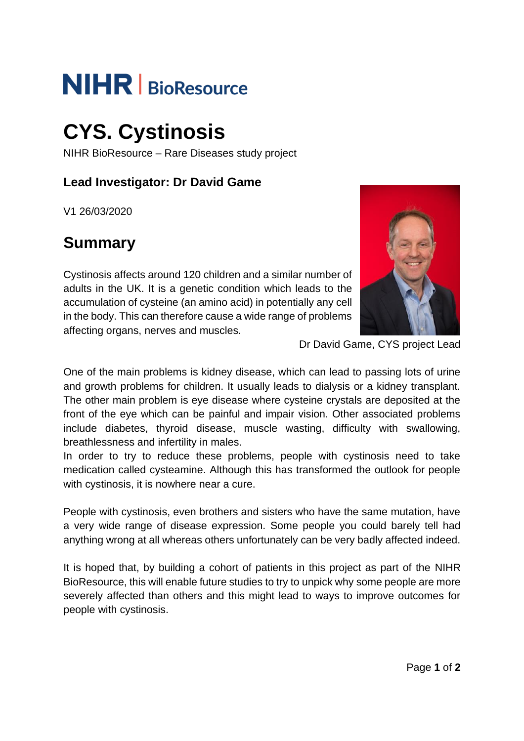NIHR | BioResource

# CYS. Cystinosis

NIHR BioResource – Rare Diseases study project

### Lead Investigator: Dr David Game

V1 26/03/2020

## Summary

Cystinosis affects around 120 children and a similar number of adults in the UK. It is a genetic condition which leads to the accumulation of cysteine (an amino acid) in potentially any cell in the body. This can therefore cause a wide range of problems affecting organs, nerves and muscles.

Dr David Game, CYS project Lead

One of the main problems is kidney disease, which can lead to passing lots of urine and growth problems for children. It usually leads to dialysis or a kidney transplant. The other main problem is eye disease where cysteine crystals are deposited at the front of the eye which can be painful and impair vision. Other associated problems include diabetes, thyroid disease, muscle wasting, difficulty with swallowing, breathlessness and infertility in males.
In order to try to reduce these problems, people with cystinosis need to take medication called cysteamine. Although this has transformed the outlook for people with cystinosis, it is nowhere near a cure.

People with cystinosis, even brothers and sisters who have the same mutation, have a very wide range of disease expression. Some people you could barely tell had anything wrong at all whereas others unfortunately can be very badly affected indeed.

It is hoped that, by building a cohort of patients in this project as part of the NIHR BioResource, this will enable future studies to try to unpick why some people are more severely affected than others and this might lead to ways to improve outcomes for people with cystinosis.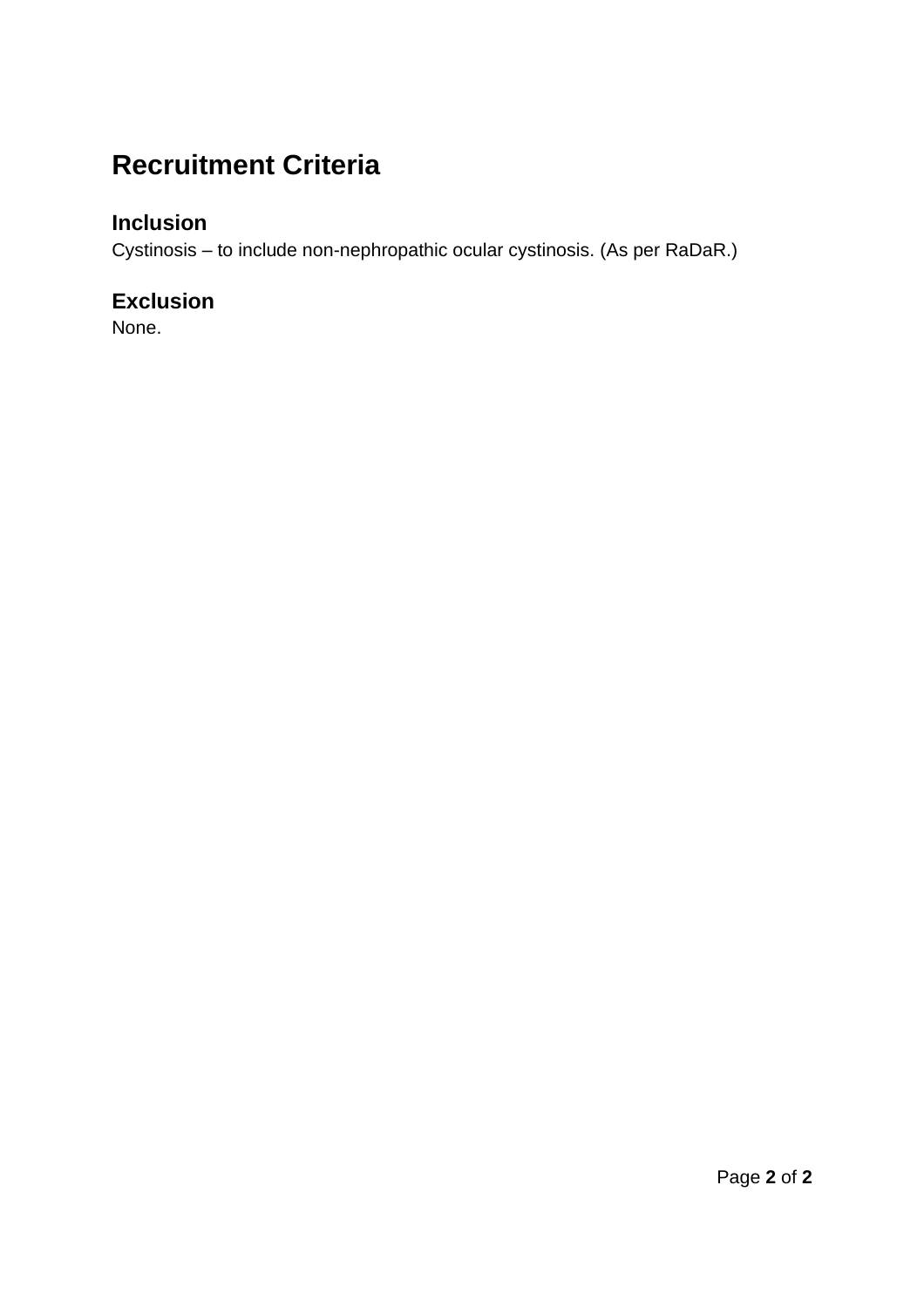# Recruitment Criteria

## Inclusion

Cystinosis – to include non-nephropathic ocular cystinosis. (As per RaDaR.)

## Exclusion

None.